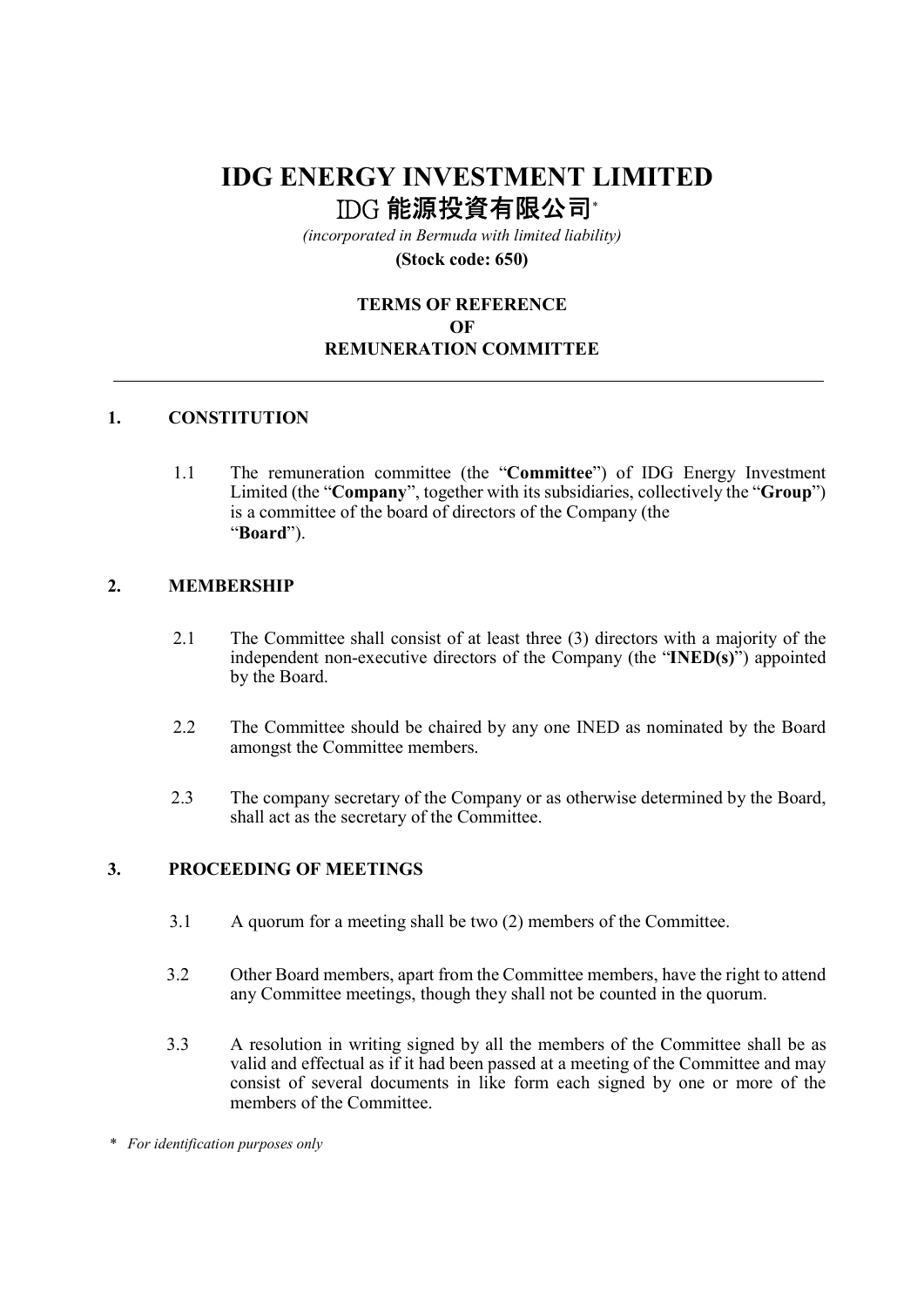# IDG ENERGY INVESTMENT LIMITED

# IDG 能源投資有限公司*

*(incorporated in Bermuda with limited liability)*

**(Stock code: 650)**

**TERMS OF REFERENCE**
**OF**
**REMUNERATION COMMITTEE**

---

## 1. CONSTITUTION

1.1 The remuneration committee (the "**Committee**") of IDG Energy Investment Limited (the "**Company**", together with its subsidiaries, collectively the "**Group**") is a committee of the board of directors of the Company (the "**Board**").

## 2. MEMBERSHIP

2.1 The Committee shall consist of at least three (3) directors with a majority of the independent non-executive directors of the Company (the "**INED(s)**") appointed by the Board.

2.2 The Committee should be chaired by any one INED as nominated by the Board amongst the Committee members.

2.3 The company secretary of the Company or as otherwise determined by the Board, shall act as the secretary of the Committee.

## 3. PROCEEDING OF MEETINGS

3.1 A quorum for a meeting shall be two (2) members of the Committee.

3.2 Other Board members, apart from the Committee members, have the right to attend any Committee meetings, though they shall not be counted in the quorum.

3.3 A resolution in writing signed by all the members of the Committee shall be as valid and effectual as if it had been passed at a meeting of the Committee and may consist of several documents in like form each signed by one or more of the members of the Committee.

\* *For identification purposes only*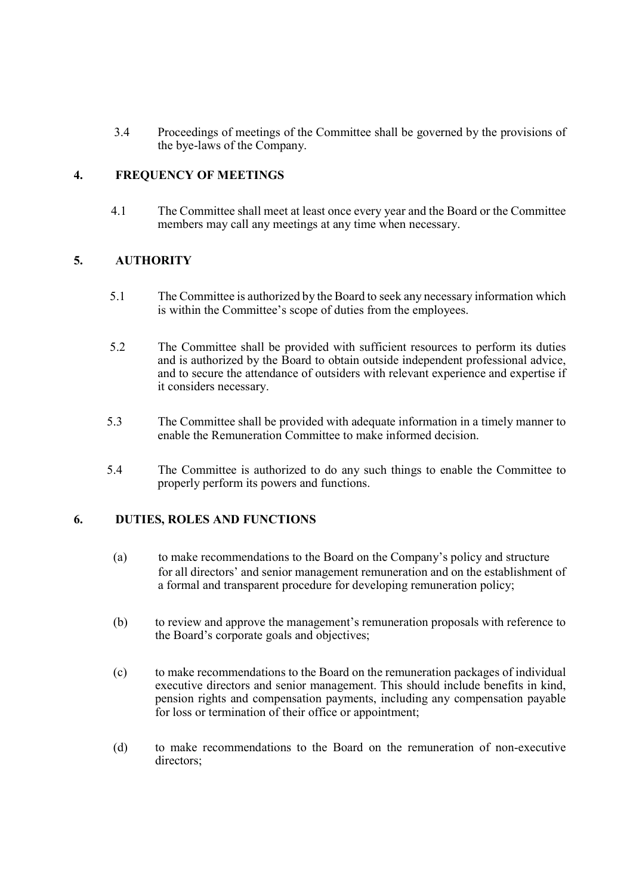3.4 Proceedings of meetings of the Committee shall be governed by the provisions of the bye-laws of the Company.

## 4. FREQUENCY OF MEETINGS

4.1 The Committee shall meet at least once every year and the Board or the Committee members may call any meetings at any time when necessary.

## 5. AUTHORITY

5.1 The Committee is authorized by the Board to seek any necessary information which is within the Committee's scope of duties from the employees.

5.2 The Committee shall be provided with sufficient resources to perform its duties and is authorized by the Board to obtain outside independent professional advice, and to secure the attendance of outsiders with relevant experience and expertise if it considers necessary.

5.3 The Committee shall be provided with adequate information in a timely manner to enable the Remuneration Committee to make informed decision.

5.4 The Committee is authorized to do any such things to enable the Committee to properly perform its powers and functions.

## 6. DUTIES, ROLES AND FUNCTIONS

(a) to make recommendations to the Board on the Company's policy and structure for all directors' and senior management remuneration and on the establishment of a formal and transparent procedure for developing remuneration policy;

(b) to review and approve the management's remuneration proposals with reference to the Board's corporate goals and objectives;

(c) to make recommendations to the Board on the remuneration packages of individual executive directors and senior management. This should include benefits in kind, pension rights and compensation payments, including any compensation payable for loss or termination of their office or appointment;

(d) to make recommendations to the Board on the remuneration of non-executive directors;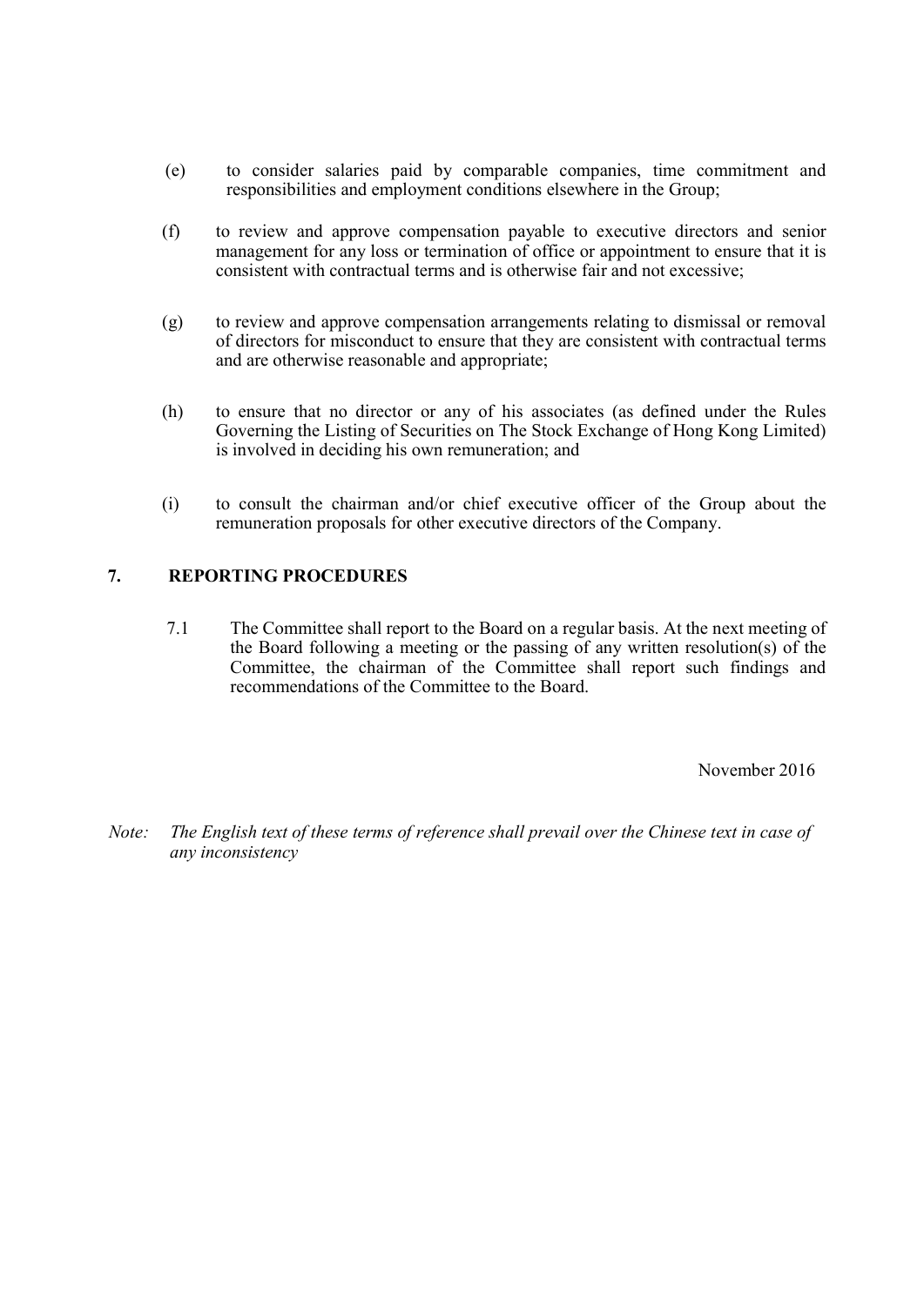(e) to consider salaries paid by comparable companies, time commitment and responsibilities and employment conditions elsewhere in the Group;

(f) to review and approve compensation payable to executive directors and senior management for any loss or termination of office or appointment to ensure that it is consistent with contractual terms and is otherwise fair and not excessive;

(g) to review and approve compensation arrangements relating to dismissal or removal of directors for misconduct to ensure that they are consistent with contractual terms and are otherwise reasonable and appropriate;

(h) to ensure that no director or any of his associates (as defined under the Rules Governing the Listing of Securities on The Stock Exchange of Hong Kong Limited) is involved in deciding his own remuneration; and

(i) to consult the chairman and/or chief executive officer of the Group about the remuneration proposals for other executive directors of the Company.

## 7. REPORTING PROCEDURES

7.1 The Committee shall report to the Board on a regular basis. At the next meeting of the Board following a meeting or the passing of any written resolution(s) of the Committee, the chairman of the Committee shall report such findings and recommendations of the Committee to the Board.

November 2016

*Note: The English text of these terms of reference shall prevail over the Chinese text in case of any inconsistency*